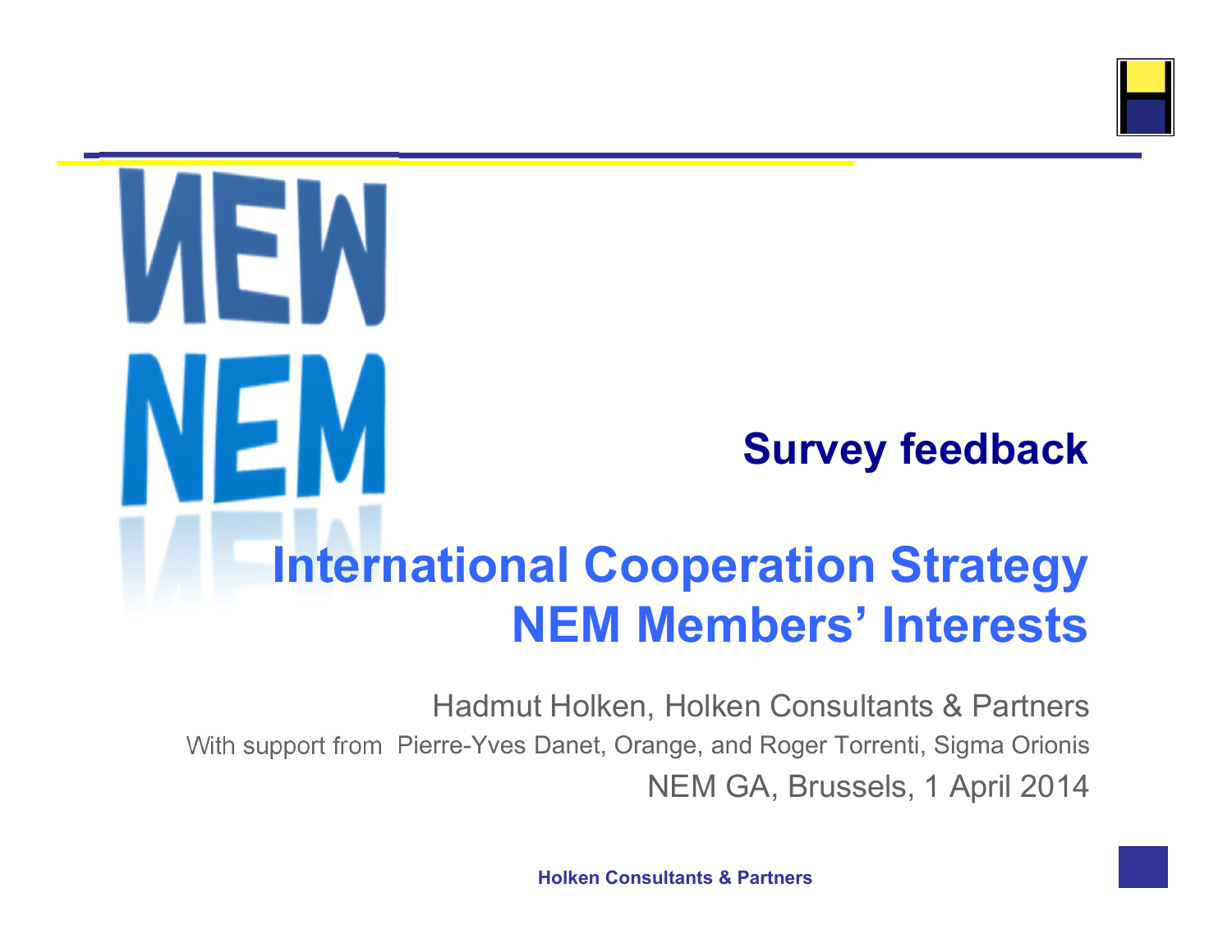## Survey feedback

# International Cooperation Strategy NEM Members' Interests

Hadmut Holken, Holken Consultants & Partners

With support from Pierre-Yves Danet, Orange, and Roger Torrenti, Sigma Orionis

NEM GA, Brussels, 1 April 2014

Holken Consultants & Partners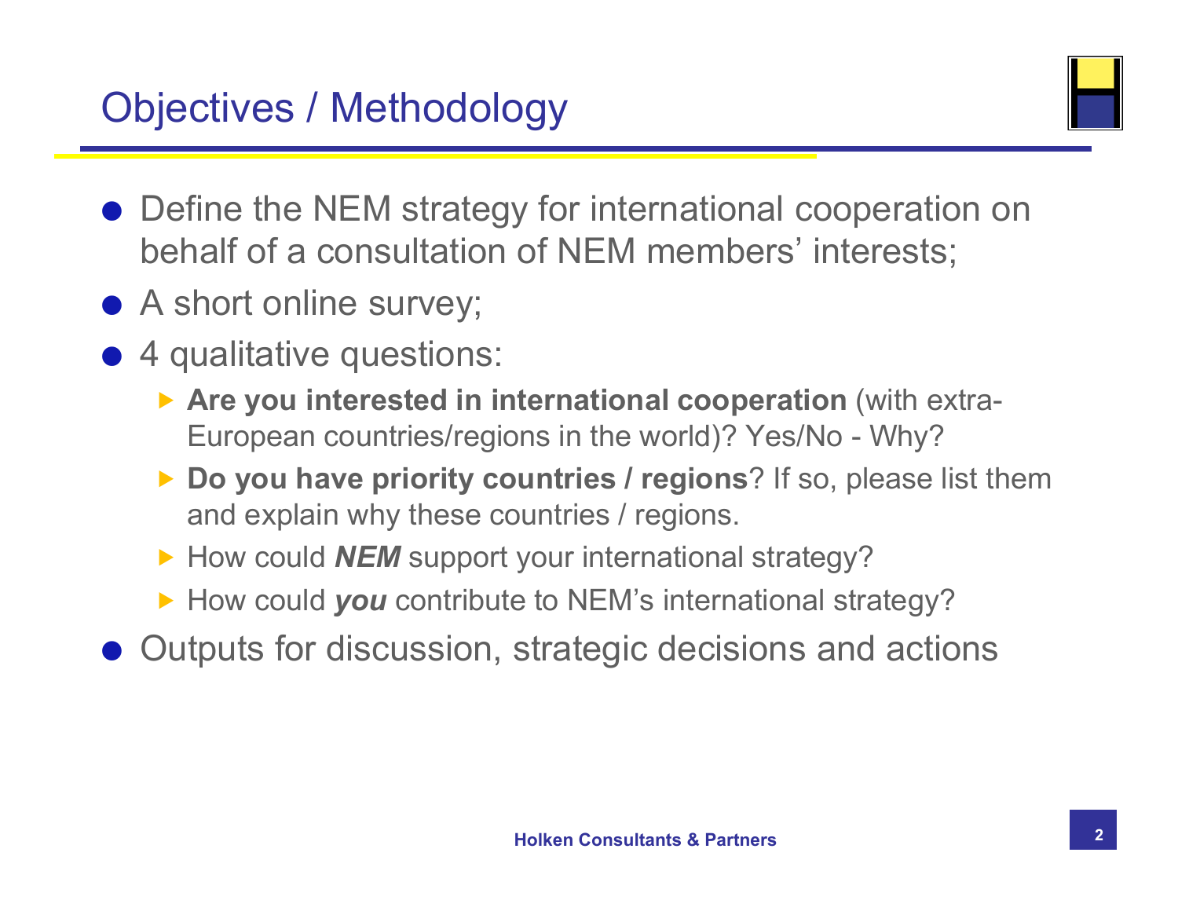# Objectives / Methodology

- Define the NEM strategy for international cooperation on behalf of a consultation of NEM members' interests;
- A short online survey;
- 4 qualitative questions:
  - **Are you interested in international cooperation** (with extra-European countries/regions in the world)? Yes/No - Why?
  - **Do you have priority countries / regions**? If so, please list them and explain why these countries / regions.
  - How could ***NEM*** support your international strategy?
  - How could ***you*** contribute to NEM's international strategy?
- Outputs for discussion, strategic decisions and actions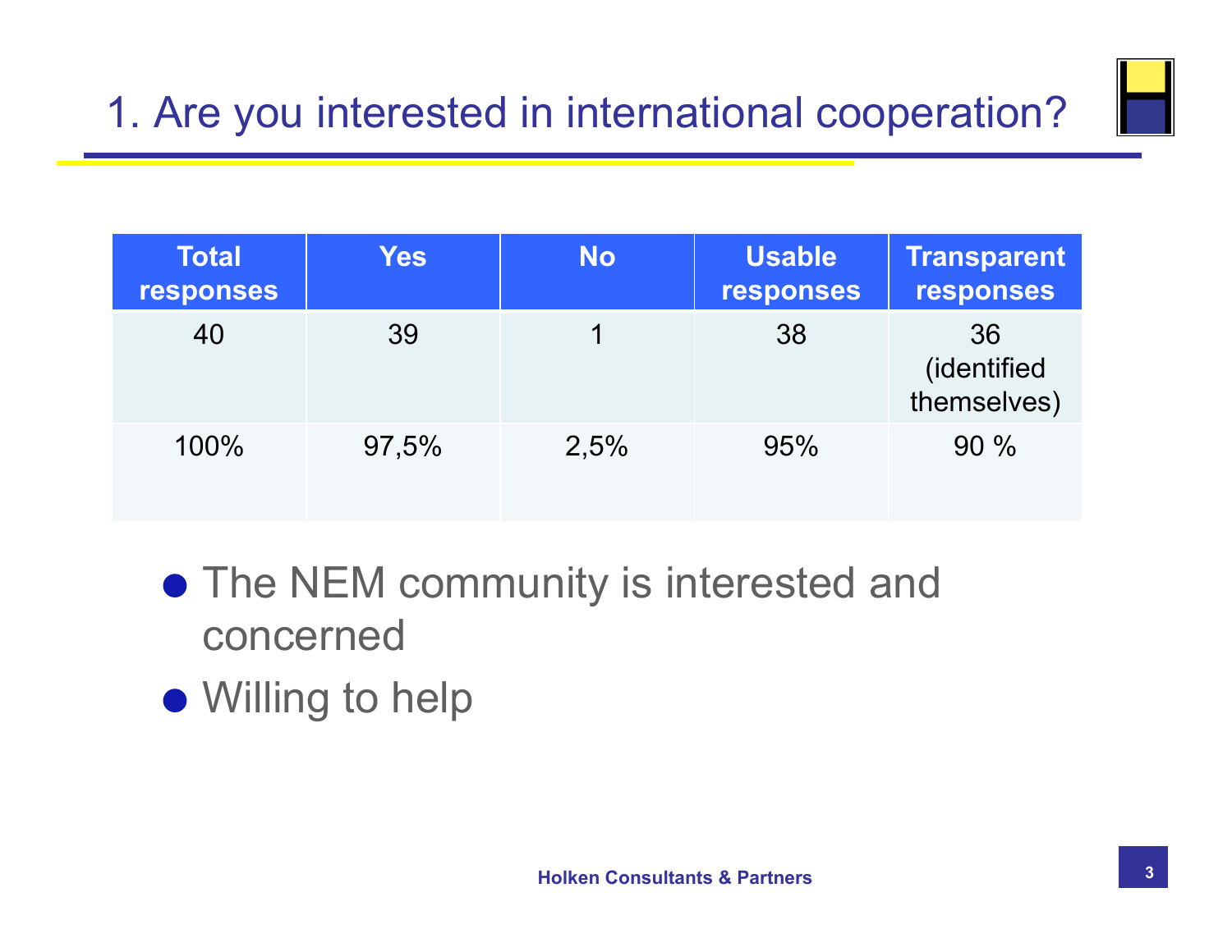# 1. Are you interested in international cooperation?

| Total responses | Yes | No | Usable responses | Transparent responses |
|---|---|---|---|---|
| 40 | 39 | 1 | 38 | 36 (identified themselves) |
| 100% | 97,5% | 2,5% | 95% | 90 % |

- The NEM community is interested and concerned
- Willing to help

Holken Consultants & Partners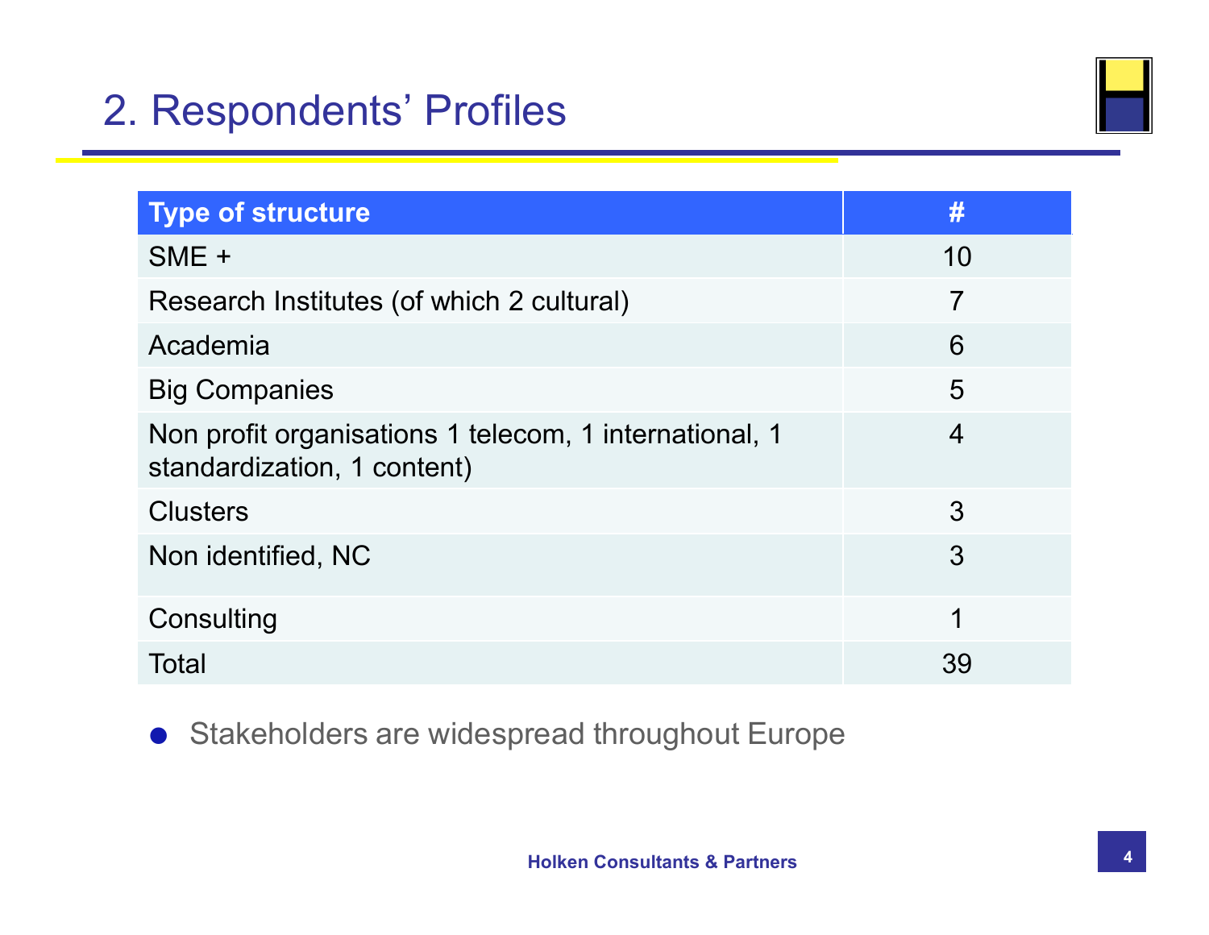## 2. Respondents' Profiles

| Type of structure | # |
|---|---|
| SME + | 10 |
| Research Institutes (of which 2 cultural) | 7 |
| Academia | 6 |
| Big Companies | 5 |
| Non profit organisations 1 telecom, 1 international, 1 standardization, 1 content) | 4 |
| Clusters | 3 |
| Non identified, NC | 3 |
| Consulting | 1 |
| Total | 39 |

- Stakeholders are widespread throughout Europe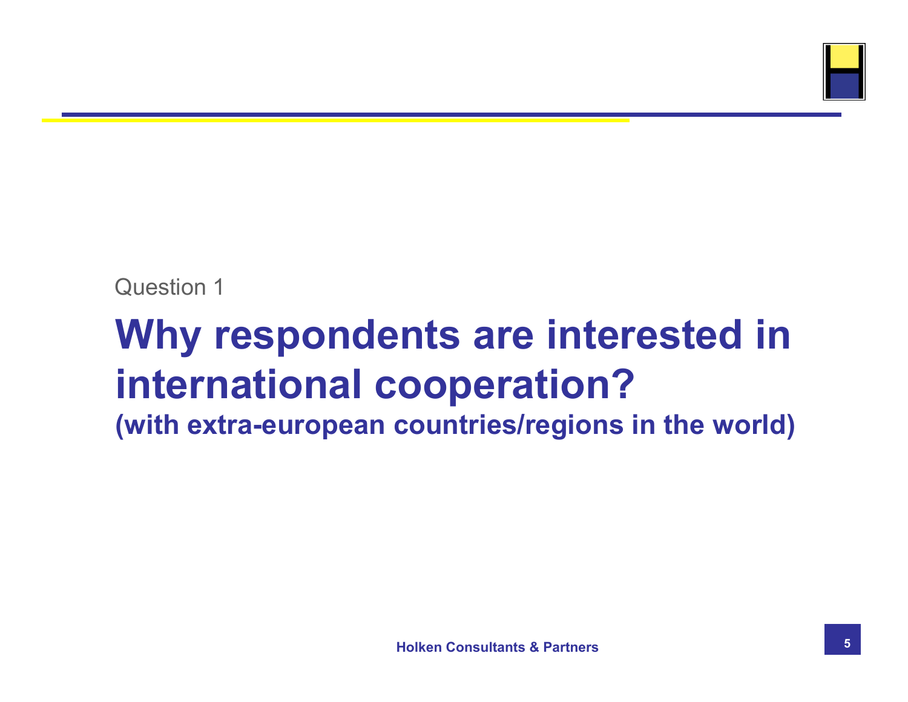Question 1

# Why respondents are interested in international cooperation?

**(with extra-european countries/regions in the world)**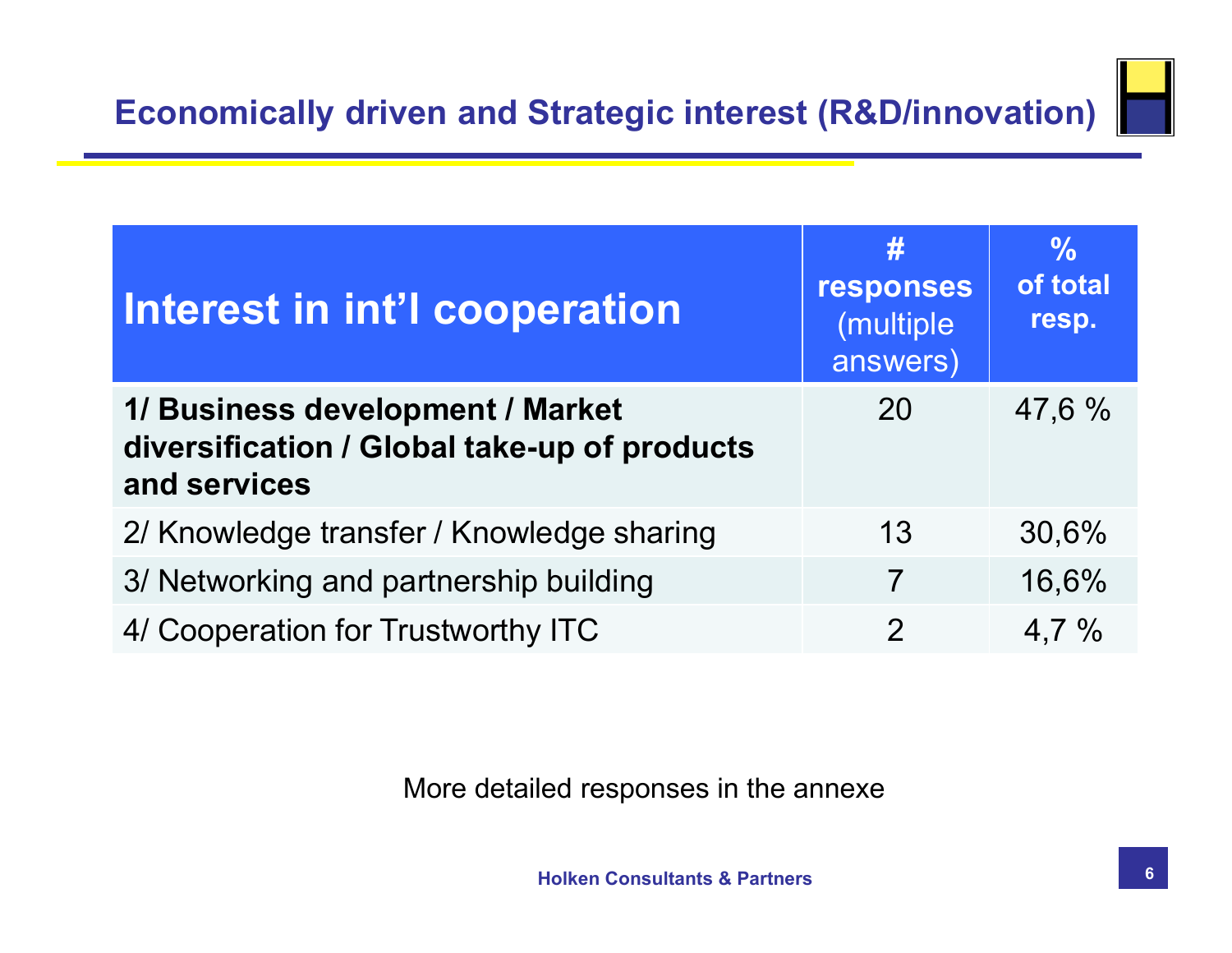## Economically driven and Strategic interest (R&D/innovation)

| Interest in int'l cooperation | # responses (multiple answers) | % of total resp. |
|---|---|---|
| **1/ Business development / Market diversification / Global take-up of products and services** | 20 | 47,6 % |
| 2/ Knowledge transfer / Knowledge sharing | 13 | 30,6% |
| 3/ Networking and partnership building | 7 | 16,6% |
| 4/ Cooperation for Trustworthy ITC | 2 | 4,7 % |

More detailed responses in the annexe

Holken Consultants & Partners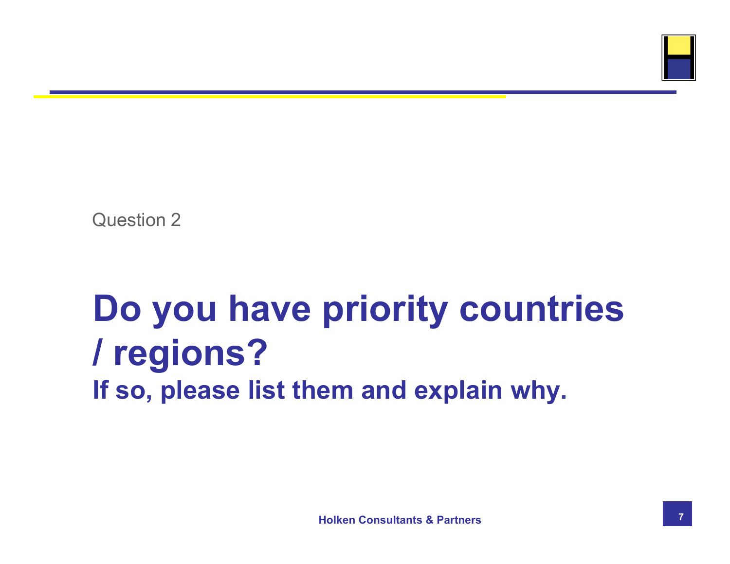Question 2

# Do you have priority countries / regions?

## If so, please list them and explain why.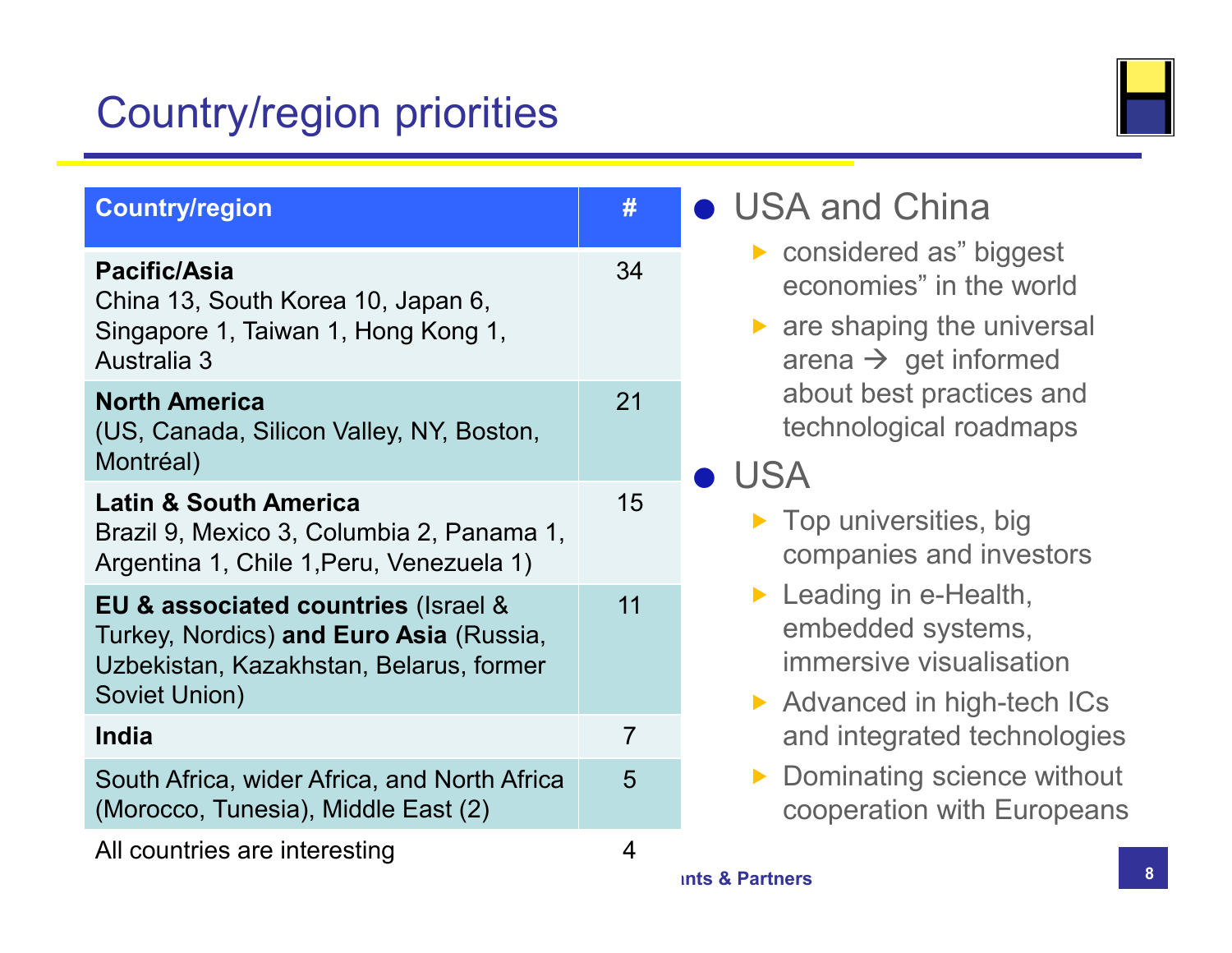# Country/region priorities

| Country/region | # |
|---|---|
| **Pacific/Asia** China 13, South Korea 10, Japan 6, Singapore 1, Taiwan 1, Hong Kong 1, Australia 3 | 34 |
| **North America** (US, Canada, Silicon Valley, NY, Boston, Montréal) | 21 |
| **Latin & South America** Brazil 9, Mexico 3, Columbia 2, Panama 1, Argentina 1, Chile 1,Peru, Venezuela 1) | 15 |
| **EU & associated countries** (Israel & Turkey, Nordics) **and Euro Asia** (Russia, Uzbekistan, Kazakhstan, Belarus, former Soviet Union) | 11 |
| **India** | 7 |
| South Africa, wider Africa, and North Africa (Morocco, Tunesia), Middle East (2) | 5 |
| All countries are interesting | 4 |

- USA and China
  - considered as” biggest economies” in the world
  - are shaping the universal arena → get informed about best practices and technological roadmaps
- USA
  - Top universities, big companies and investors
  - Leading in e-Health, embedded systems, immersive visualisation
  - Advanced in high-tech ICs and integrated technologies
  - Dominating science without cooperation with Europeans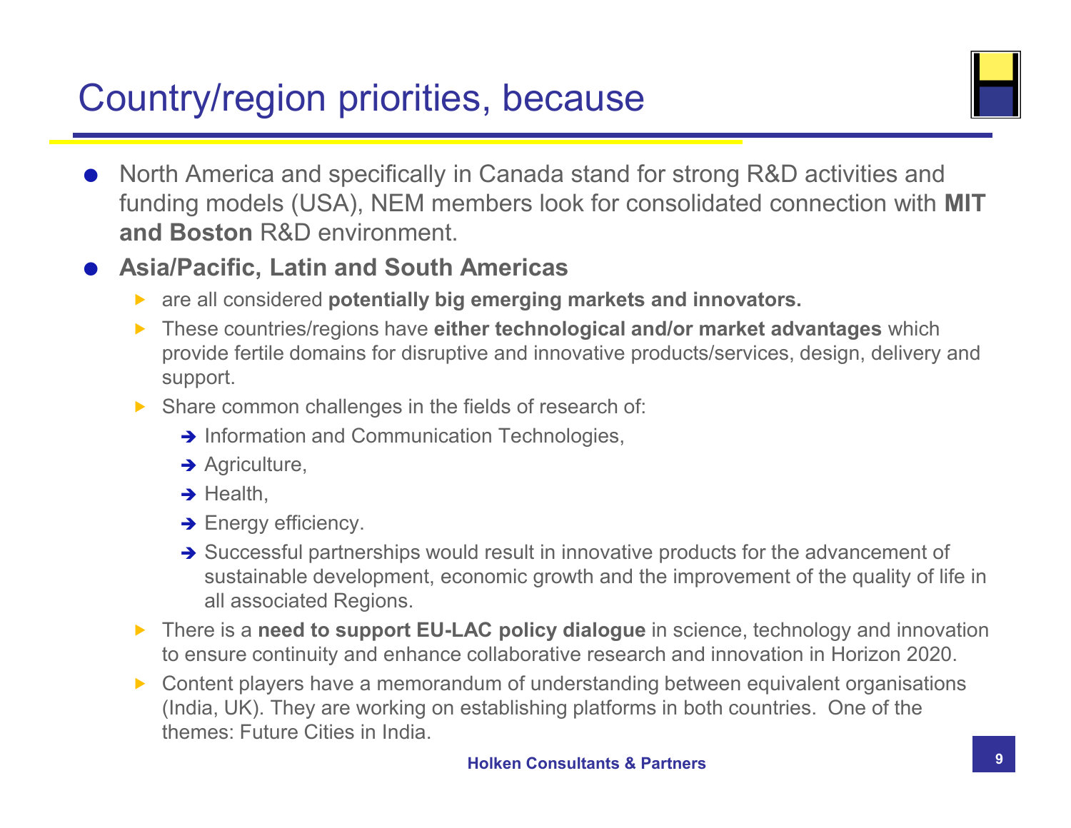# Country/region priorities, because

- North America and specifically in Canada stand for strong R&D activities and funding models (USA), NEM members look for consolidated connection with **MIT and Boston** R&D environment.
- **Asia/Pacific, Latin and South Americas**
  - are all considered **potentially big emerging markets and innovators.**
  - These countries/regions have **either technological and/or market advantages** which provide fertile domains for disruptive and innovative products/services, design, delivery and support.
  - Share common challenges in the fields of research of:
    - → Information and Communication Technologies,
    - → Agriculture,
    - → Health,
    - → Energy efficiency.
    - → Successful partnerships would result in innovative products for the advancement of sustainable development, economic growth and the improvement of the quality of life in all associated Regions.
  - There is a **need to support EU-LAC policy dialogue** in science, technology and innovation to ensure continuity and enhance collaborative research and innovation in Horizon 2020.
  - Content players have a memorandum of understanding between equivalent organisations (India, UK). They are working on establishing platforms in both countries. One of the themes: Future Cities in India.

**Holken Consultants & Partners**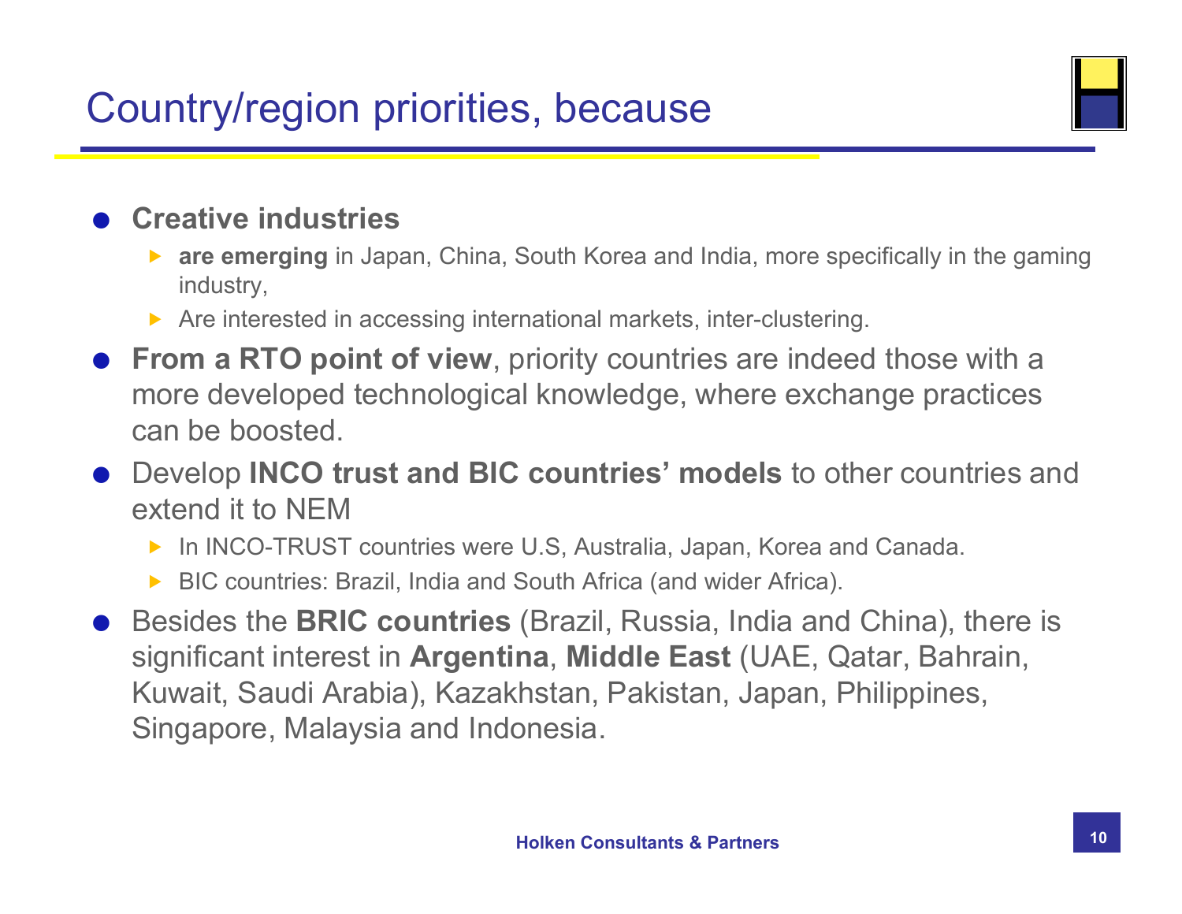# Country/region priorities, because

- **Creative industries**
  - **are emerging** in Japan, China, South Korea and India, more specifically in the gaming industry,
  - Are interested in accessing international markets, inter-clustering.
- **From a RTO point of view**, priority countries are indeed those with a more developed technological knowledge, where exchange practices can be boosted.
- Develop **INCO trust and BIC countries' models** to other countries and extend it to NEM
  - In INCO-TRUST countries were U.S, Australia, Japan, Korea and Canada.
  - BIC countries: Brazil, India and South Africa (and wider Africa).
- Besides the **BRIC countries** (Brazil, Russia, India and China), there is significant interest in **Argentina**, **Middle East** (UAE, Qatar, Bahrain, Kuwait, Saudi Arabia), Kazakhstan, Pakistan, Japan, Philippines, Singapore, Malaysia and Indonesia.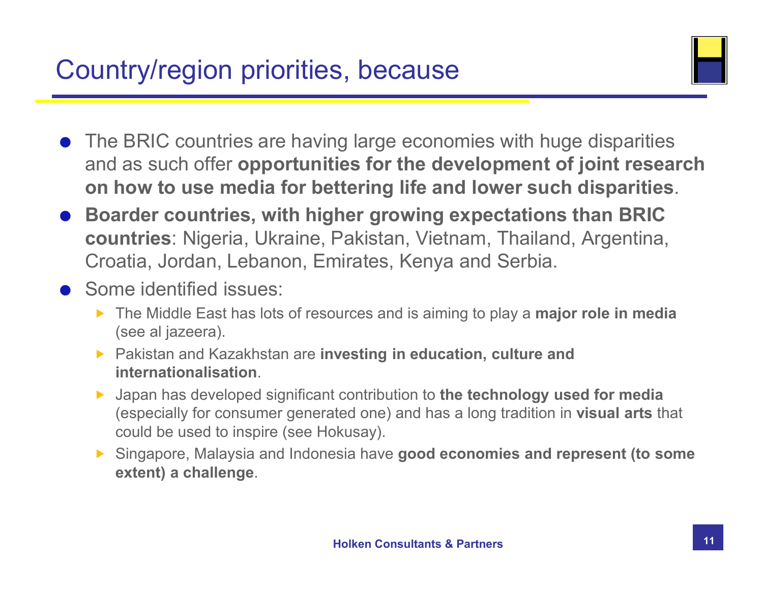# Country/region priorities, because

- The BRIC countries are having large economies with huge disparities and as such offer **opportunities for the development of joint research on how to use media for bettering life and lower such disparities**.
- **Boarder countries, with higher growing expectations than BRIC countries**: Nigeria, Ukraine, Pakistan, Vietnam, Thailand, Argentina, Croatia, Jordan, Lebanon, Emirates, Kenya and Serbia.
- Some identified issues:
  - The Middle East has lots of resources and is aiming to play a **major role in media** (see al jazeera).
  - Pakistan and Kazakhstan are **investing in education, culture and internationalisation**.
  - Japan has developed significant contribution to **the technology used for media** (especially for consumer generated one) and has a long tradition in **visual arts** that could be used to inspire (see Hokusay).
  - Singapore, Malaysia and Indonesia have **good economies and represent (to some extent) a challenge**.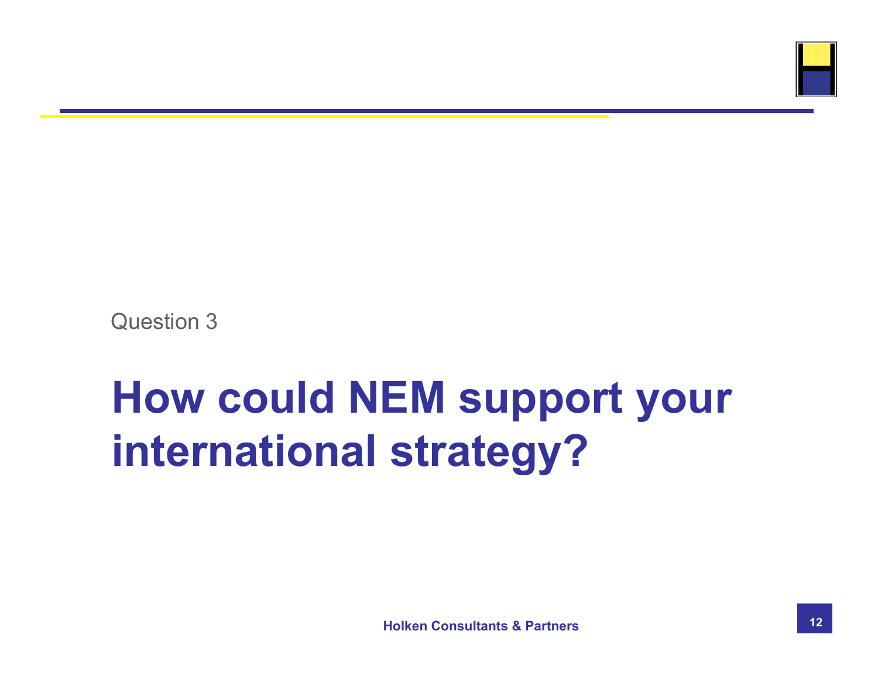Question 3

# How could NEM support your international strategy?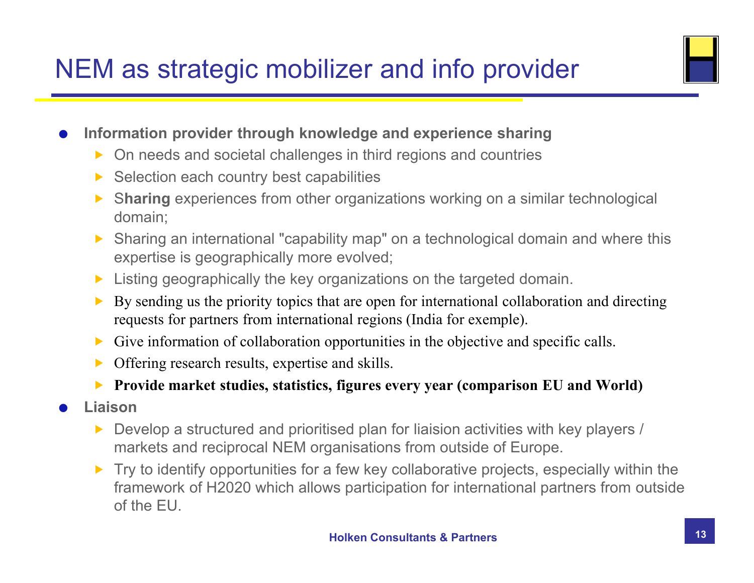# NEM as strategic mobilizer and info provider

- **Information provider through knowledge and experience sharing**
  - On needs and societal challenges in third regions and countries
  - Selection each country best capabilities
  - S**haring** experiences from other organizations working on a similar technological domain;
  - Sharing an international "capability map" on a technological domain and where this expertise is geographically more evolved;
  - Listing geographically the key organizations on the targeted domain.
  - By sending us the priority topics that are open for international collaboration and directing requests for partners from international regions (India for exemple).
  - Give information of collaboration opportunities in the objective and specific calls.
  - Offering research results, expertise and skills.
  - **Provide market studies, statistics, figures every year (comparison EU and World)**
- **Liaison**
  - Develop a structured and prioritised plan for liaision activities with key players / markets and reciprocal NEM organisations from outside of Europe.
  - Try to identify opportunities for a few key collaborative projects, especially within the framework of H2020 which allows participation for international partners from outside of the EU.

Holken Consultants & Partners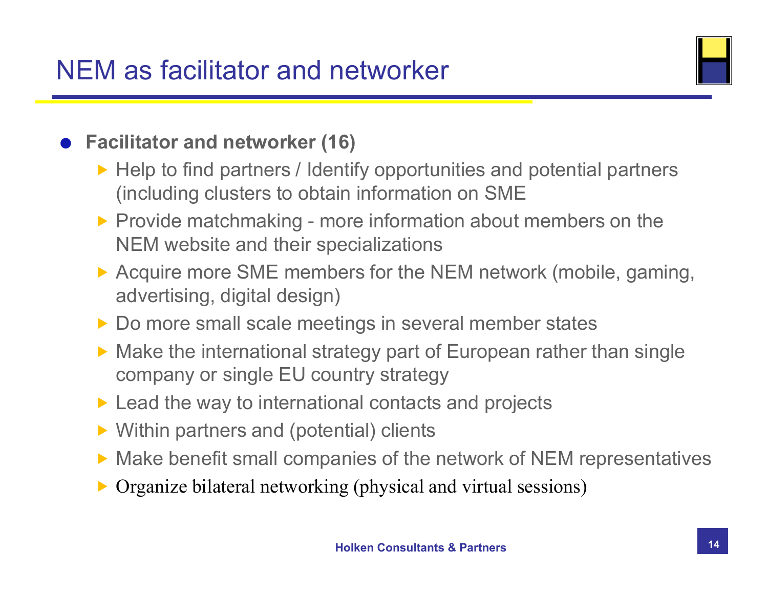# NEM as facilitator and networker

- **Facilitator and networker (16)**
  - Help to find partners / Identify opportunities and potential partners (including clusters to obtain information on SME
  - Provide matchmaking - more information about members on the NEM website and their specializations
  - Acquire more SME members for the NEM network (mobile, gaming, advertising, digital design)
  - Do more small scale meetings in several member states
  - Make the international strategy part of European rather than single company or single EU country strategy
  - Lead the way to international contacts and projects
  - Within partners and (potential) clients
  - Make benefit small companies of the network of NEM representatives
  - Organize bilateral networking (physical and virtual sessions)

Holken Consultants & Partners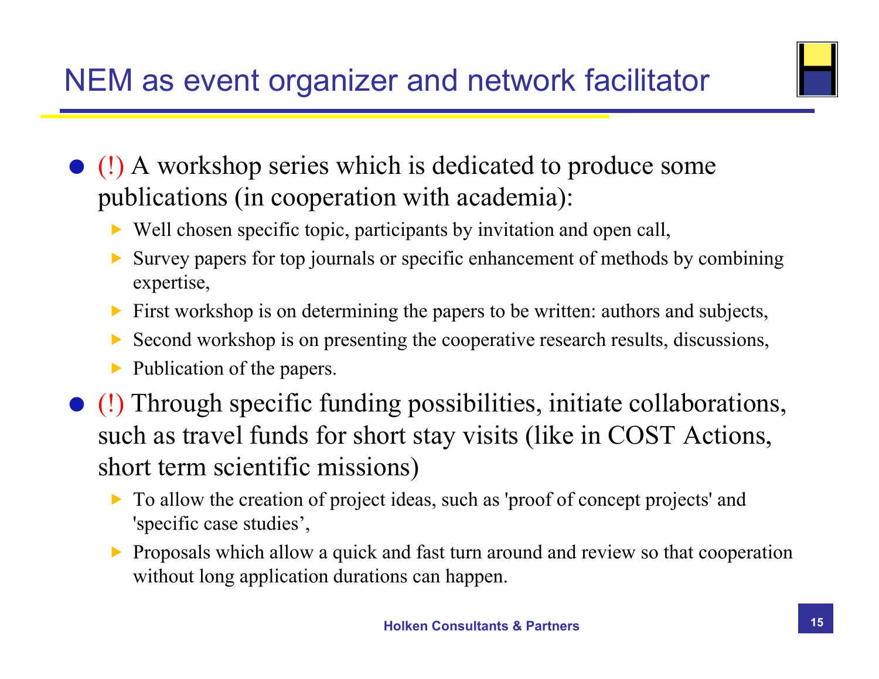# NEM as event organizer and network facilitator

- (!) A workshop series which is dedicated to produce some publications (in cooperation with academia):
  - Well chosen specific topic, participants by invitation and open call,
  - Survey papers for top journals or specific enhancement of methods by combining expertise,
  - First workshop is on determining the papers to be written: authors and subjects,
  - Second workshop is on presenting the cooperative research results, discussions,
  - Publication of the papers.
- (!) Through specific funding possibilities, initiate collaborations, such as travel funds for short stay visits (like in COST Actions, short term scientific missions)
  - To allow the creation of project ideas, such as 'proof of concept projects' and 'specific case studies',
  - Proposals which allow a quick and fast turn around and review so that cooperation without long application durations can happen.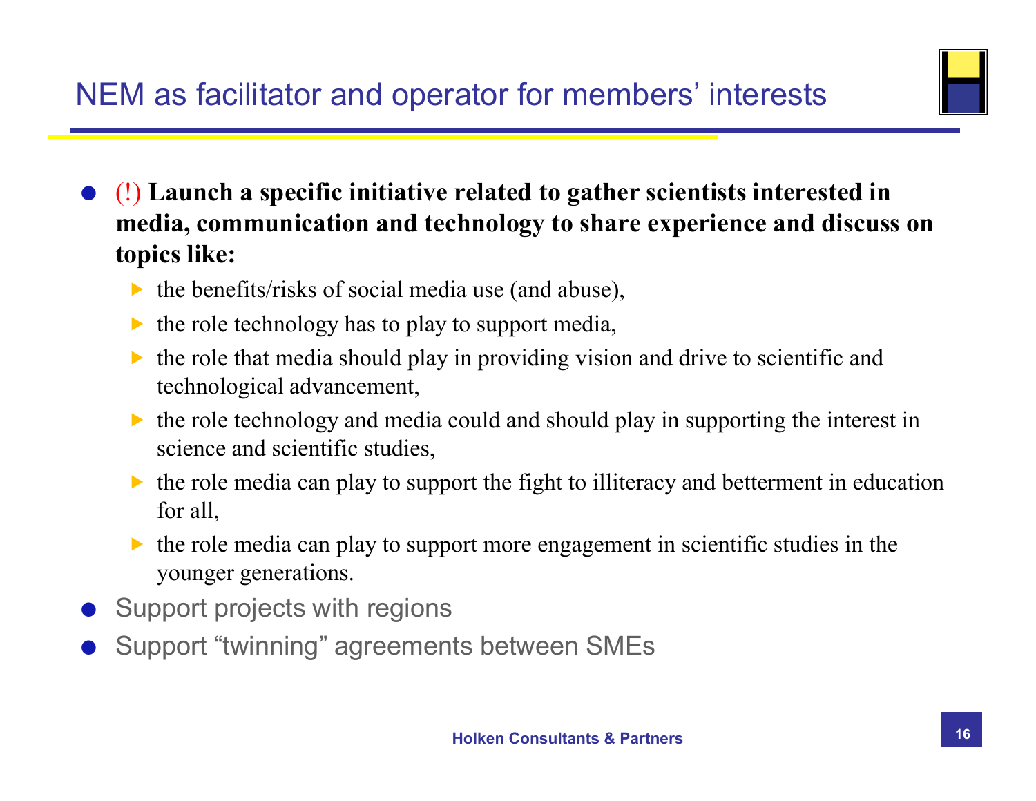# NEM as facilitator and operator for members' interests

- (!) **Launch a specific initiative related to gather scientists interested in media, communication and technology to share experience and discuss on topics like:**
  - the benefits/risks of social media use (and abuse),
  - the role technology has to play to support media,
  - the role that media should play in providing vision and drive to scientific and technological advancement,
  - the role technology and media could and should play in supporting the interest in science and scientific studies,
  - the role media can play to support the fight to illiteracy and betterment in education for all,
  - the role media can play to support more engagement in scientific studies in the younger generations.
- Support projects with regions
- Support "twinning" agreements between SMEs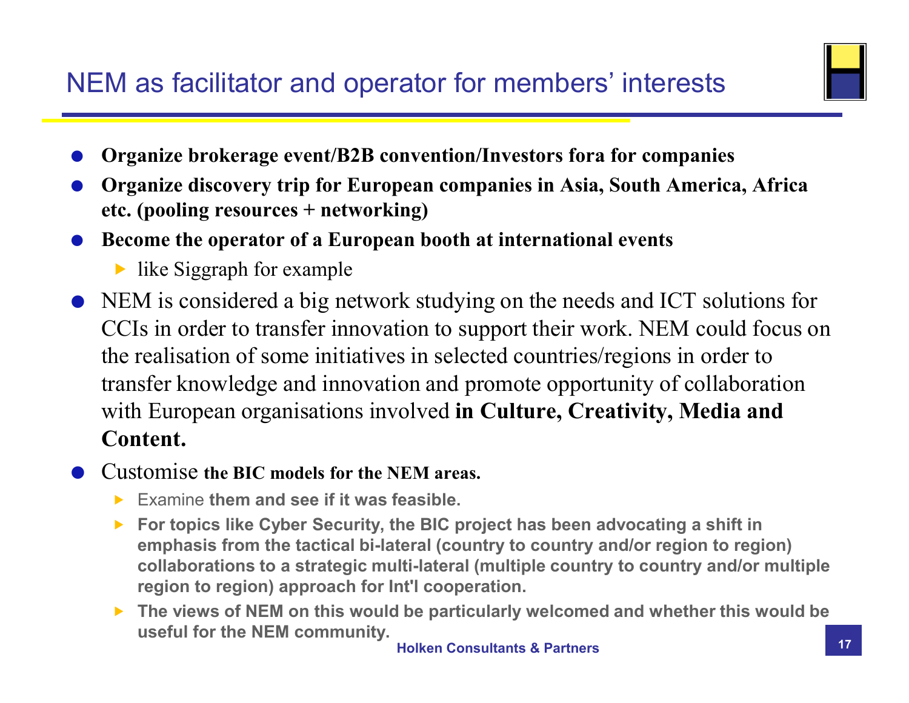# NEM as facilitator and operator for members' interests

- **Organize brokerage event/B2B convention/Investors fora for companies**
- **Organize discovery trip for European companies in Asia, South America, Africa etc. (pooling resources + networking)**
- **Become the operator of a European booth at international events**
  - like Siggraph for example
- NEM is considered a big network studying on the needs and ICT solutions for CCIs in order to transfer innovation to support their work. NEM could focus on the realisation of some initiatives in selected countries/regions in order to transfer knowledge and innovation and promote opportunity of collaboration with European organisations involved **in Culture, Creativity, Media and Content.**
- Customise **the BIC models for the NEM areas.**
  - Examine **them and see if it was feasible.**
  - **For topics like Cyber Security, the BIC project has been advocating a shift in emphasis from the tactical bi-lateral (country to country and/or region to region) collaborations to a strategic multi-lateral (multiple country to country and/or multiple region to region) approach for Int'l cooperation.**
  - **The views of NEM on this would be particularly welcomed and whether this would be useful for the NEM community.**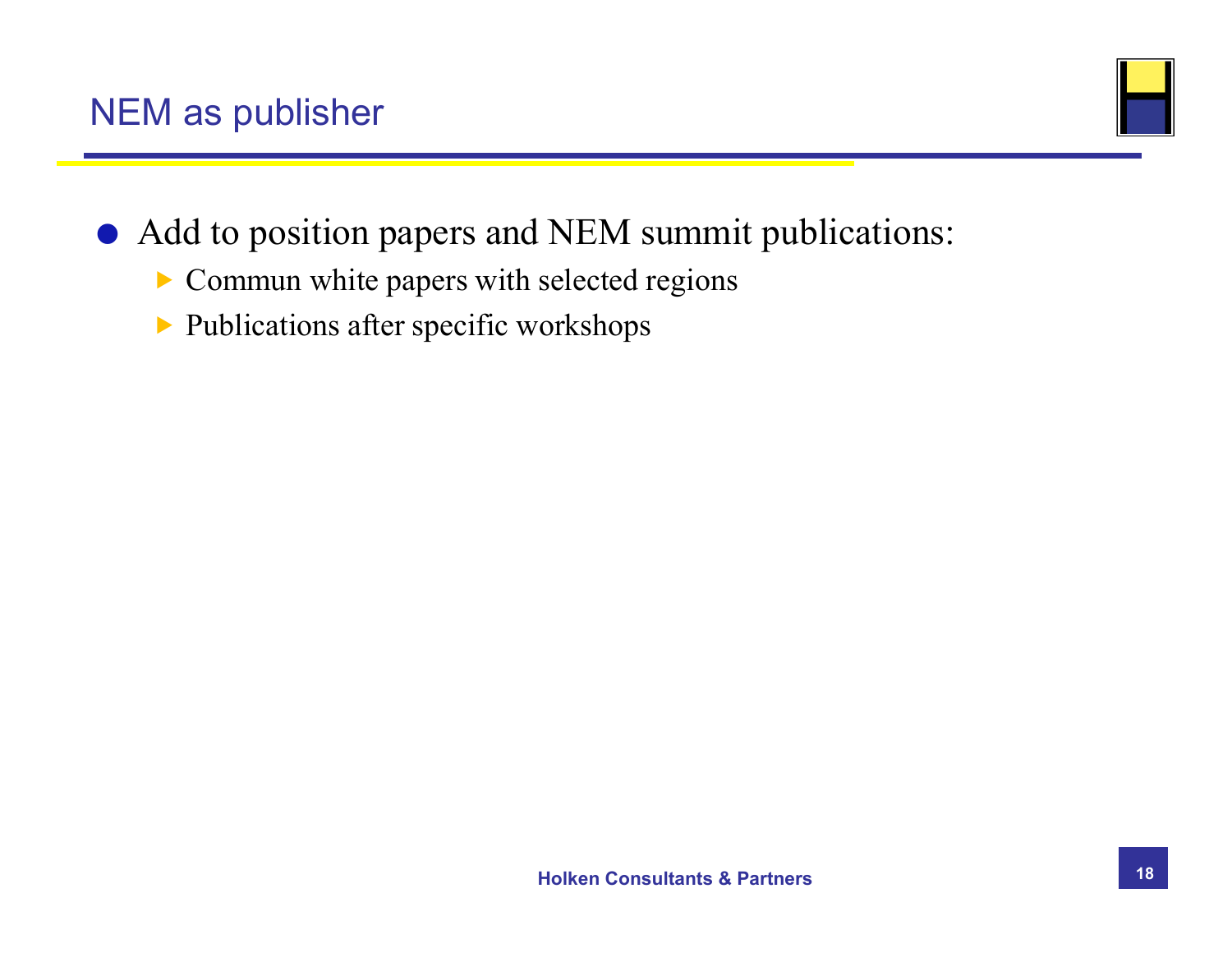# NEM as publisher

- Add to position papers and NEM summit publications:
  - Commun white papers with selected regions
  - Publications after specific workshops

Holken Consultants & Partners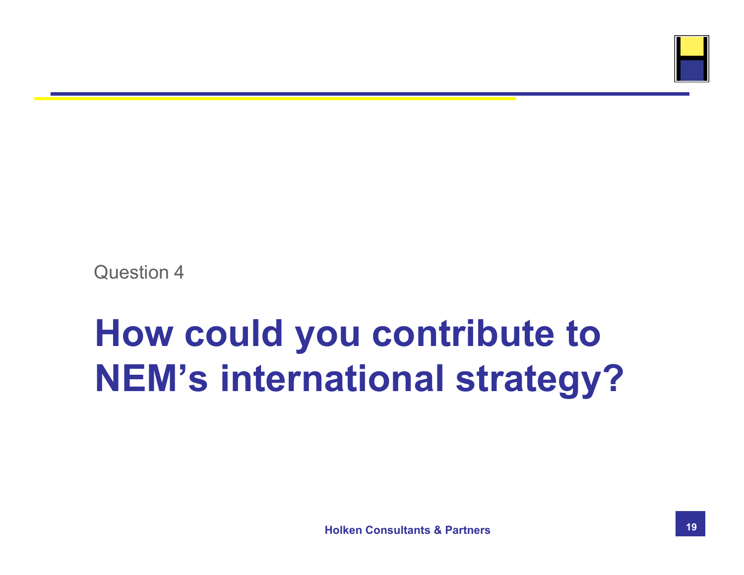Question 4

# How could you contribute to NEM's international strategy?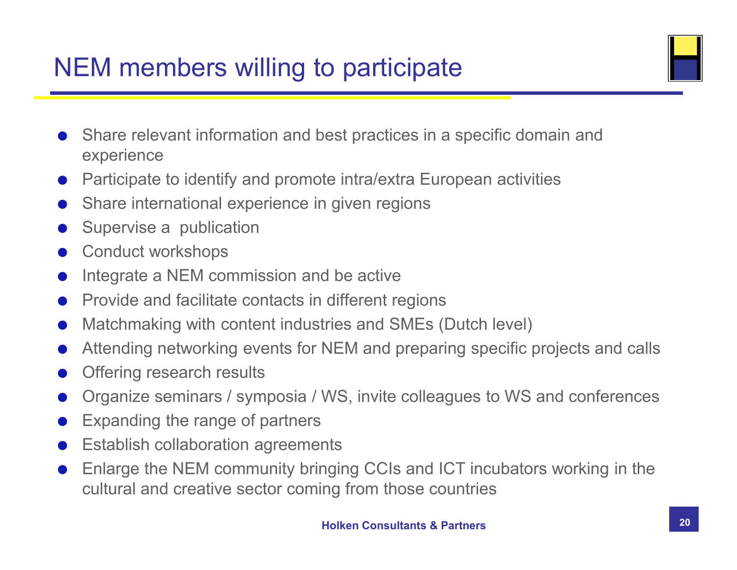# NEM members willing to participate

- Share relevant information and best practices in a specific domain and experience
- Participate to identify and promote intra/extra European activities
- Share international experience in given regions
- Supervise a publication
- Conduct workshops
- Integrate a NEM commission and be active
- Provide and facilitate contacts in different regions
- Matchmaking with content industries and SMEs (Dutch level)
- Attending networking events for NEM and preparing specific projects and calls
- Offering research results
- Organize seminars / symposia / WS, invite colleagues to WS and conferences
- Expanding the range of partners
- Establish collaboration agreements
- Enlarge the NEM community bringing CCIs and ICT incubators working in the cultural and creative sector coming from those countries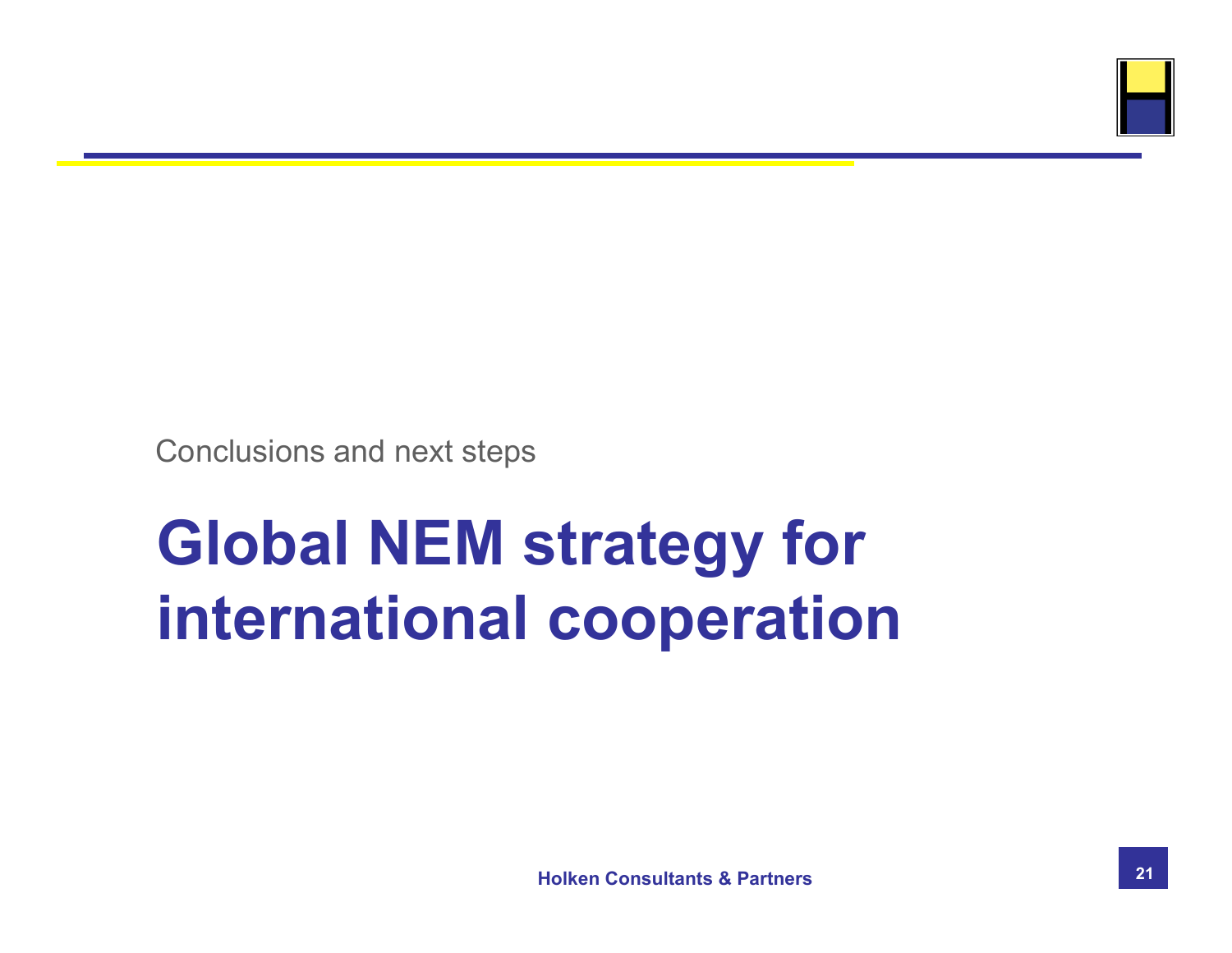Conclusions and next steps

# Global NEM strategy for international cooperation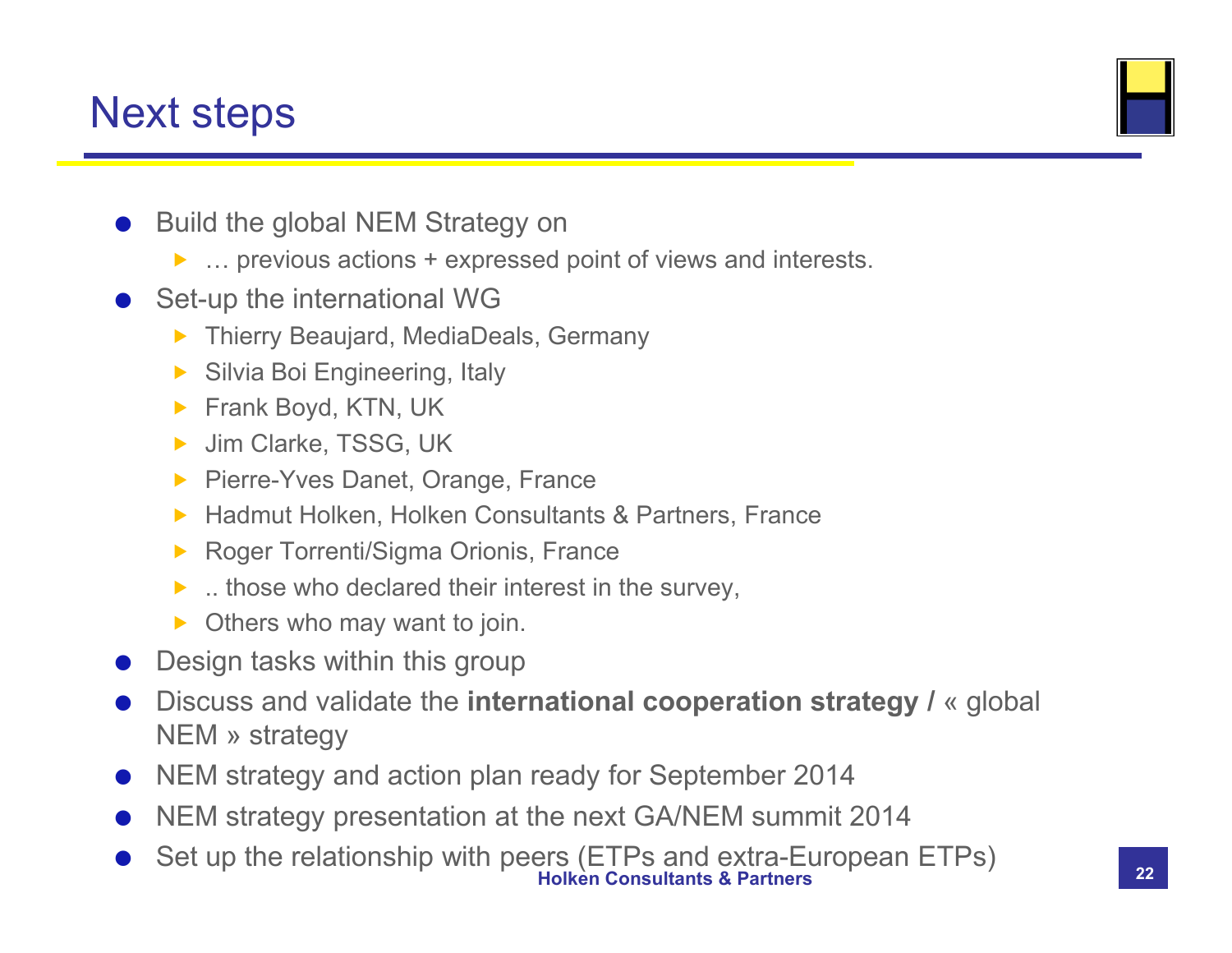# Next steps

- Build the global NEM Strategy on
  - … previous actions + expressed point of views and interests.
- Set-up the international WG
  - Thierry Beaujard, MediaDeals, Germany
  - Silvia Boi Engineering, Italy
  - Frank Boyd, KTN, UK
  - Jim Clarke, TSSG, UK
  - Pierre-Yves Danet, Orange, France
  - Hadmut Holken, Holken Consultants & Partners, France
  - Roger Torrenti/Sigma Orionis, France
  - .. those who declared their interest in the survey,
  - Others who may want to join.
- Design tasks within this group
- Discuss and validate the **international cooperation strategy /** « global NEM » strategy
- NEM strategy and action plan ready for September 2014
- NEM strategy presentation at the next GA/NEM summit 2014
- Set up the relationship with peers (ETPs and extra-European ETPs)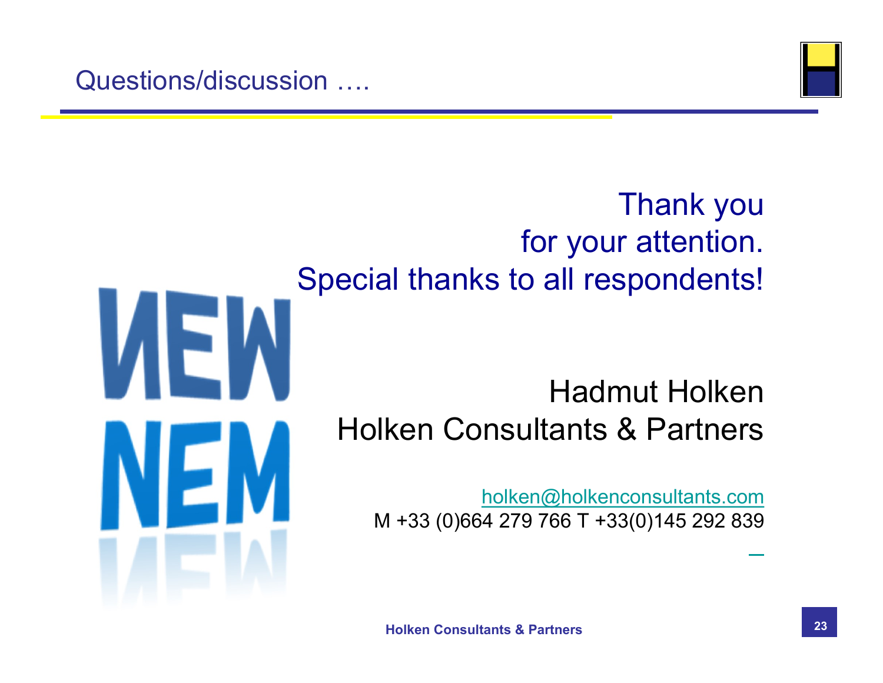## Questions/discussion ….

Thank you
for your attention.
Special thanks to all respondents!

Hadmut Holken
Holken Consultants & Partners

holken@holkenconsultants.com
M +33 (0)664 279 766 T +33(0)145 292 839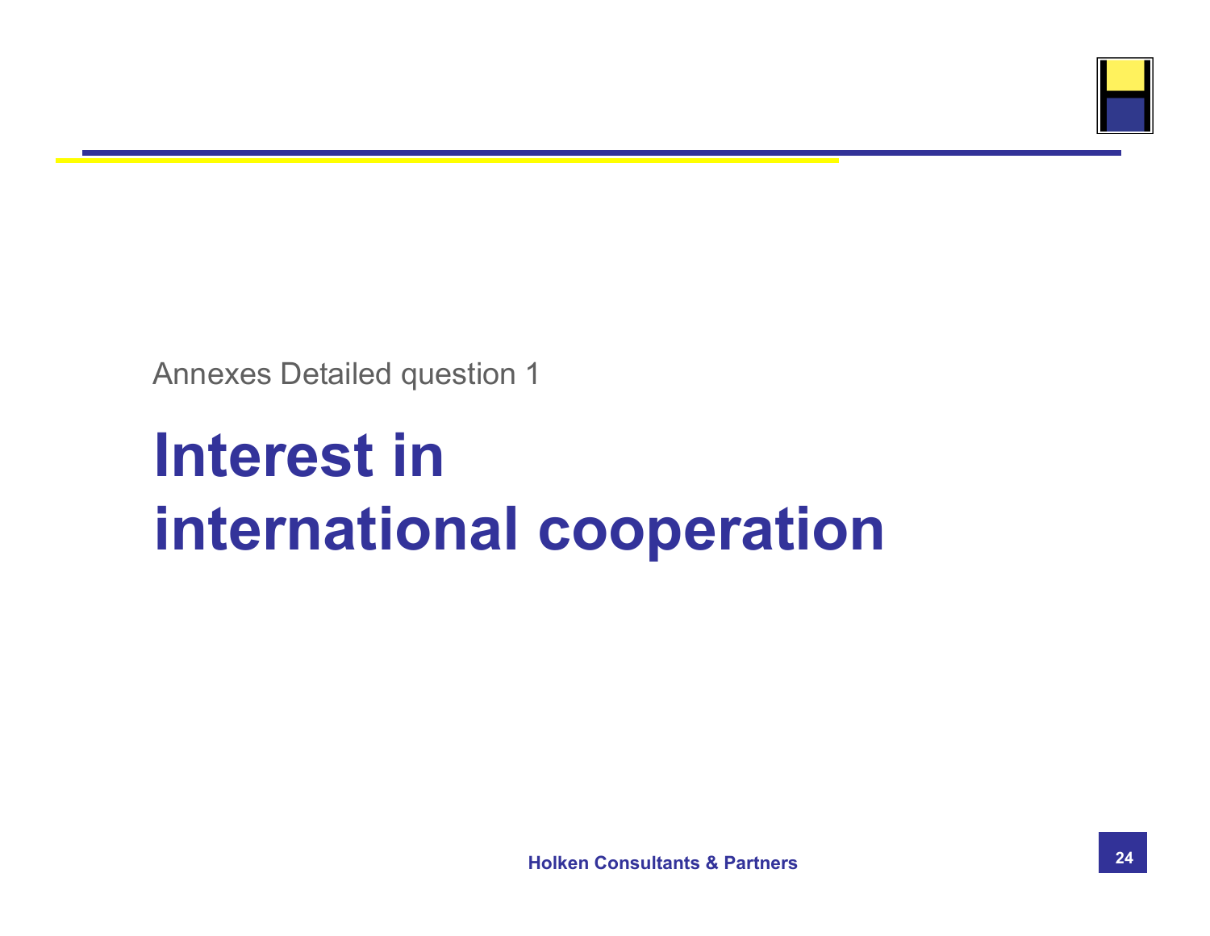Annexes Detailed question 1

# Interest in international cooperation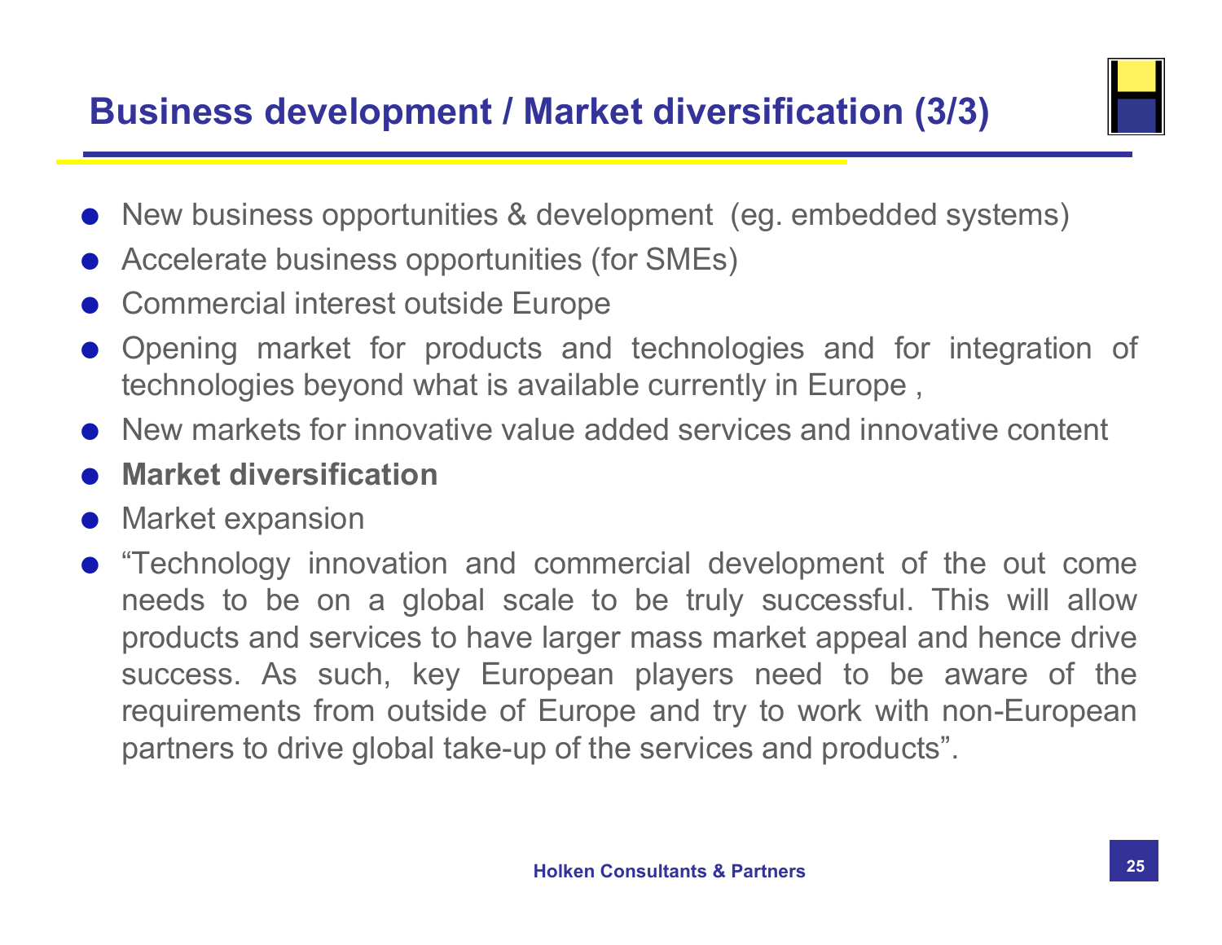# Business development / Market diversification (3/3)

- New business opportunities & development  (eg. embedded systems)
- Accelerate business opportunities (for SMEs)
- Commercial interest outside Europe
- Opening market for products and technologies and for integration of technologies beyond what is available currently in Europe ,
- New markets for innovative value added services and innovative content
- **Market diversification**
- Market expansion
- "Technology innovation and commercial development of the out come needs to be on a global scale to be truly successful. This will allow products and services to have larger mass market appeal and hence drive success. As such, key European players need to be aware of the requirements from outside of Europe and try to work with non-European partners to drive global take-up of the services and products".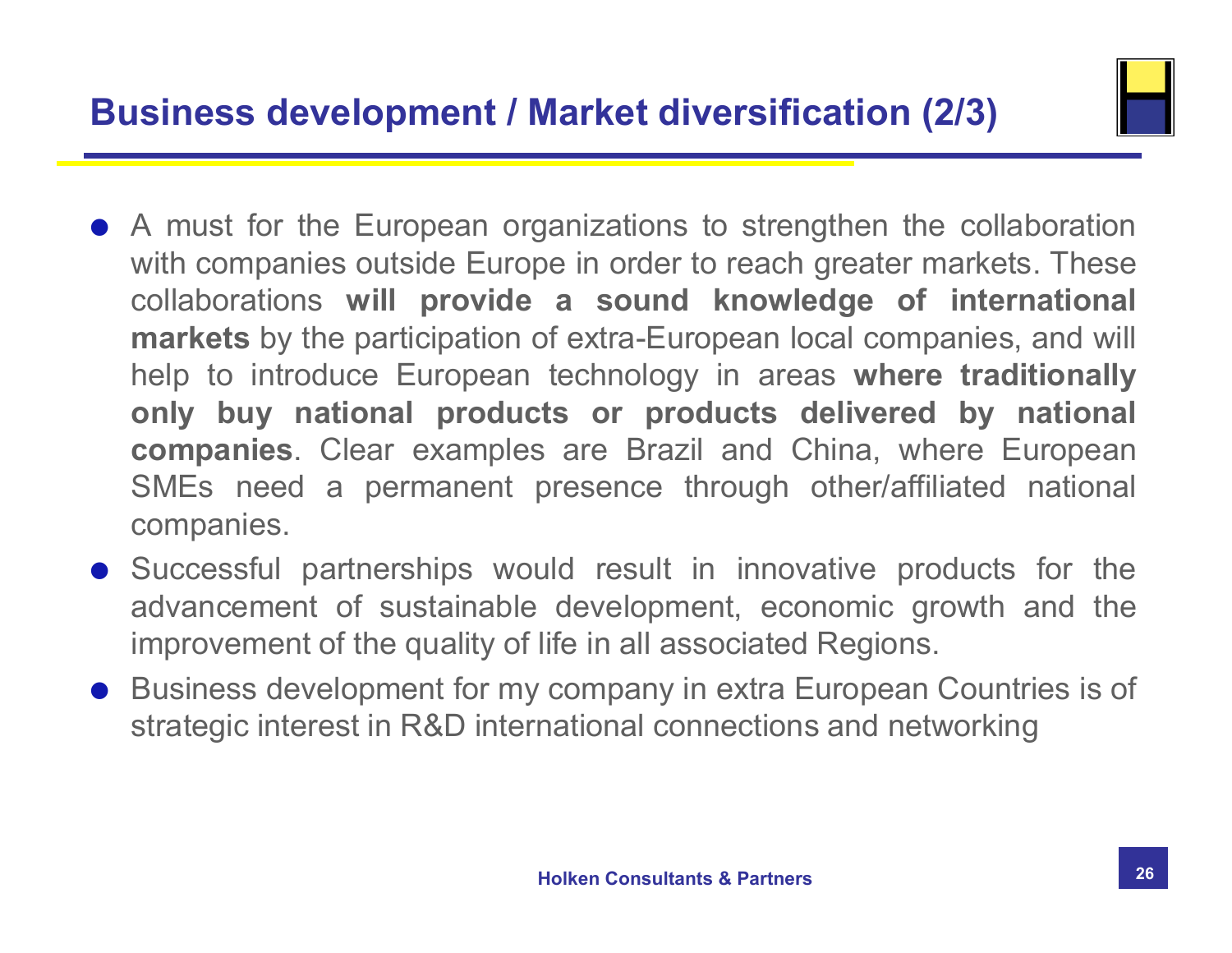# Business development / Market diversification (2/3)

- A must for the European organizations to strengthen the collaboration with companies outside Europe in order to reach greater markets. These collaborations **will provide a sound knowledge of international markets** by the participation of extra-European local companies, and will help to introduce European technology in areas **where traditionally only buy national products or products delivered by national companies**. Clear examples are Brazil and China, where European SMEs need a permanent presence through other/affiliated national companies.
- Successful partnerships would result in innovative products for the advancement of sustainable development, economic growth and the improvement of the quality of life in all associated Regions.
- Business development for my company in extra European Countries is of strategic interest in R&D international connections and networking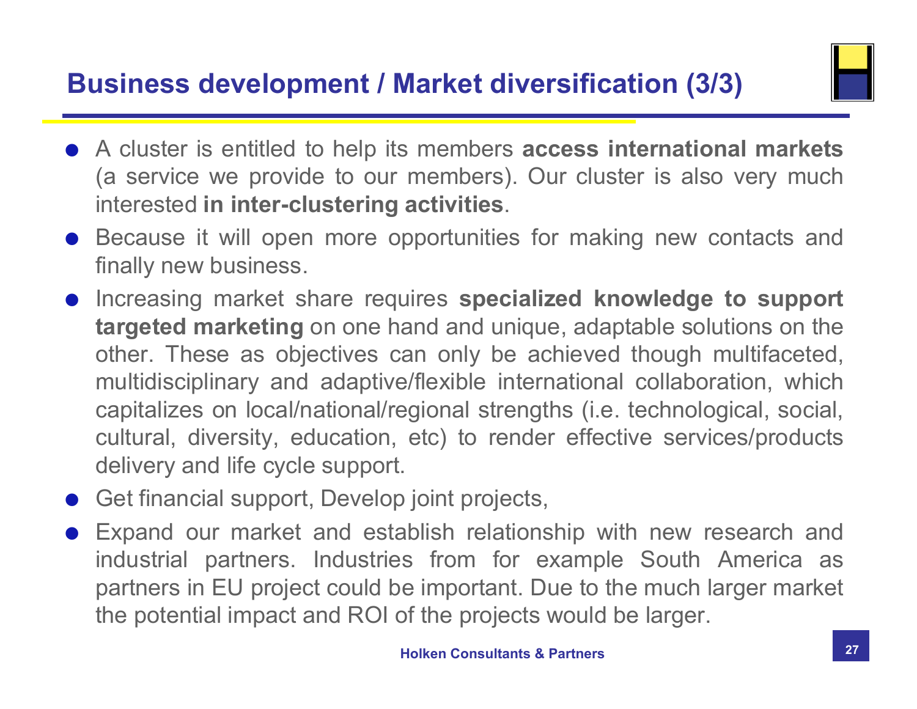# Business development / Market diversification (3/3)

- A cluster is entitled to help its members **access international markets** (a service we provide to our members). Our cluster is also very much interested **in inter-clustering activities**.
- Because it will open more opportunities for making new contacts and finally new business.
- Increasing market share requires **specialized knowledge to support targeted marketing** on one hand and unique, adaptable solutions on the other. These as objectives can only be achieved though multifaceted, multidisciplinary and adaptive/flexible international collaboration, which capitalizes on local/national/regional strengths (i.e. technological, social, cultural, diversity, education, etc) to render effective services/products delivery and life cycle support.
- Get financial support, Develop joint projects,
- Expand our market and establish relationship with new research and industrial partners. Industries from for example South America as partners in EU project could be important. Due to the much larger market the potential impact and ROI of the projects would be larger.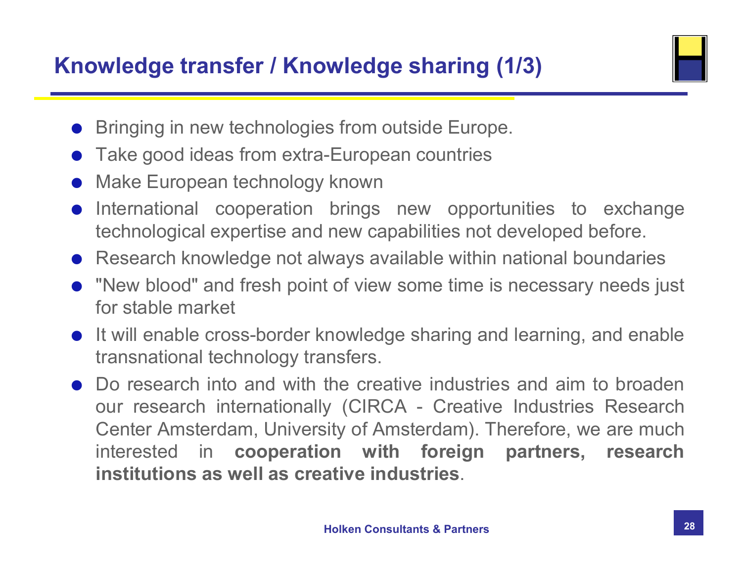# Knowledge transfer / Knowledge sharing (1/3)

- Bringing in new technologies from outside Europe.
- Take good ideas from extra-European countries
- Make European technology known
- International cooperation brings new opportunities to exchange technological expertise and new capabilities not developed before.
- Research knowledge not always available within national boundaries
- "New blood" and fresh point of view some time is necessary needs just for stable market
- It will enable cross-border knowledge sharing and learning, and enable transnational technology transfers.
- Do research into and with the creative industries and aim to broaden our research internationally (CIRCA - Creative Industries Research Center Amsterdam, University of Amsterdam). Therefore, we are much interested in **cooperation with foreign partners, research institutions as well as creative industries**.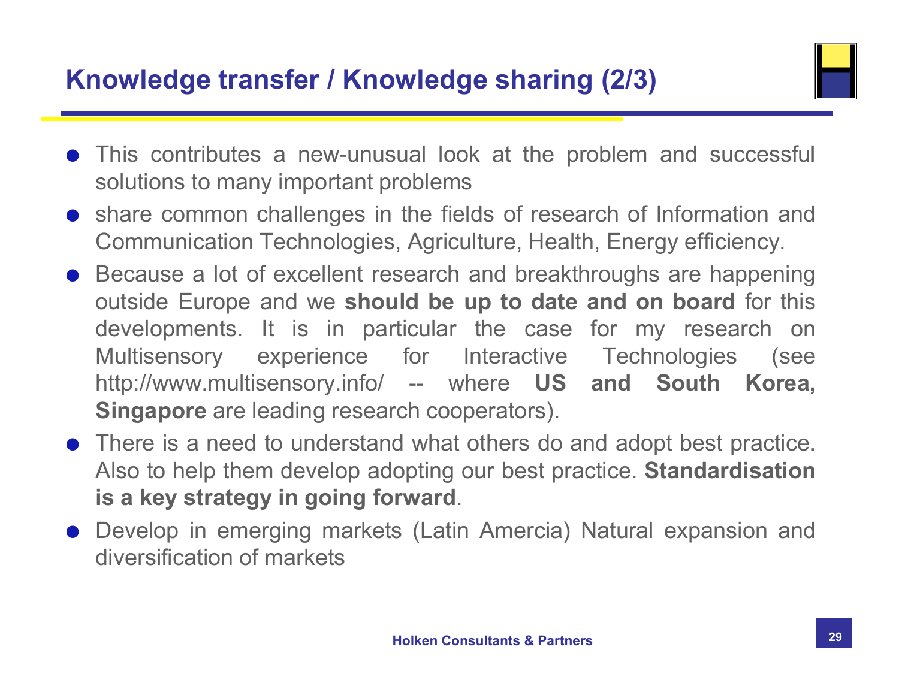## Knowledge transfer / Knowledge sharing (2/3)

- This contributes a new-unusual look at the problem and successful solutions to many important problems
- share common challenges in the fields of research of Information and Communication Technologies, Agriculture, Health, Energy efficiency.
- Because a lot of excellent research and breakthroughs are happening outside Europe and we **should be up to date and on board** for this developments. It is in particular the case for my research on Multisensory experience for Interactive Technologies (see http://www.multisensory.info/ -- where **US and South Korea, Singapore** are leading research cooperators).
- There is a need to understand what others do and adopt best practice. Also to help them develop adopting our best practice. **Standardisation is a key strategy in going forward**.
- Develop in emerging markets (Latin Amercia) Natural expansion and diversification of markets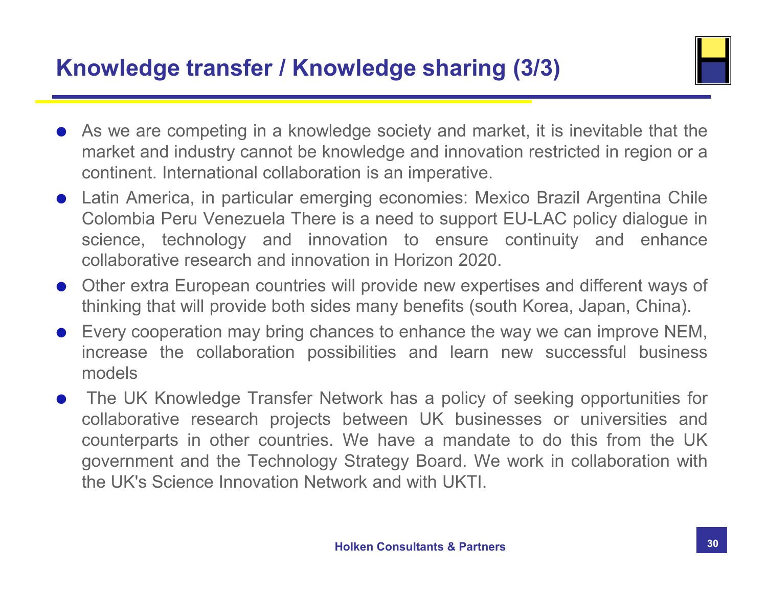## Knowledge transfer / Knowledge sharing (3/3)

- As we are competing in a knowledge society and market, it is inevitable that the market and industry cannot be knowledge and innovation restricted in region or a continent. International collaboration is an imperative.
- Latin America, in particular emerging economies: Mexico Brazil Argentina Chile Colombia Peru Venezuela There is a need to support EU-LAC policy dialogue in science, technology and innovation to ensure continuity and enhance collaborative research and innovation in Horizon 2020.
- Other extra European countries will provide new expertises and different ways of thinking that will provide both sides many benefits (south Korea, Japan, China).
- Every cooperation may bring chances to enhance the way we can improve NEM, increase the collaboration possibilities and learn new successful business models
- The UK Knowledge Transfer Network has a policy of seeking opportunities for collaborative research projects between UK businesses or universities and counterparts in other countries. We have a mandate to do this from the UK government and the Technology Strategy Board. We work in collaboration with the UK's Science Innovation Network and with UKTI.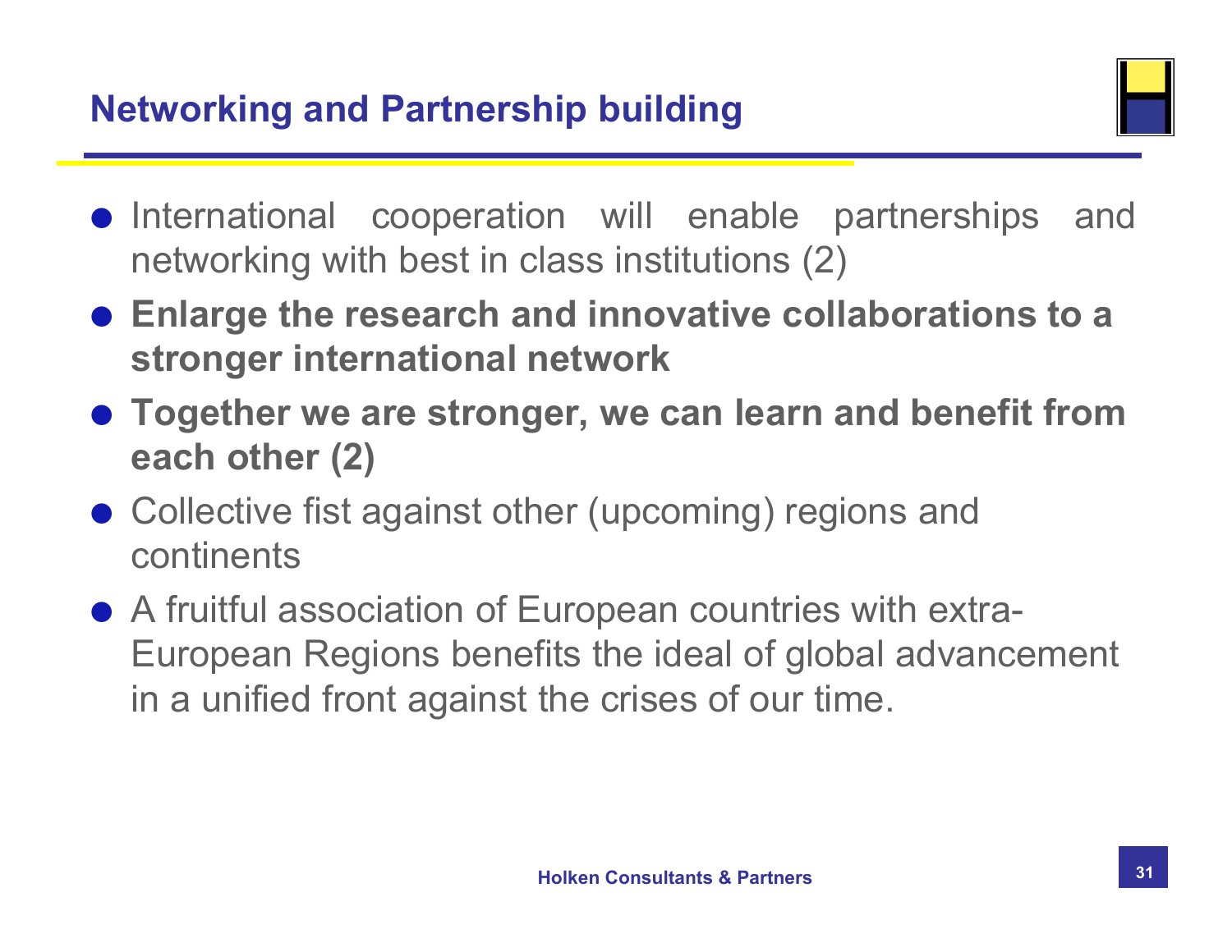## Networking and Partnership building

- International cooperation will enable partnerships and networking with best in class institutions (2)
- **Enlarge the research and innovative collaborations to a stronger international network**
- **Together we are stronger, we can learn and benefit from each other (2)**
- Collective fist against other (upcoming) regions and continents
- A fruitful association of European countries with extra-European Regions benefits the ideal of global advancement in a unified front against the crises of our time.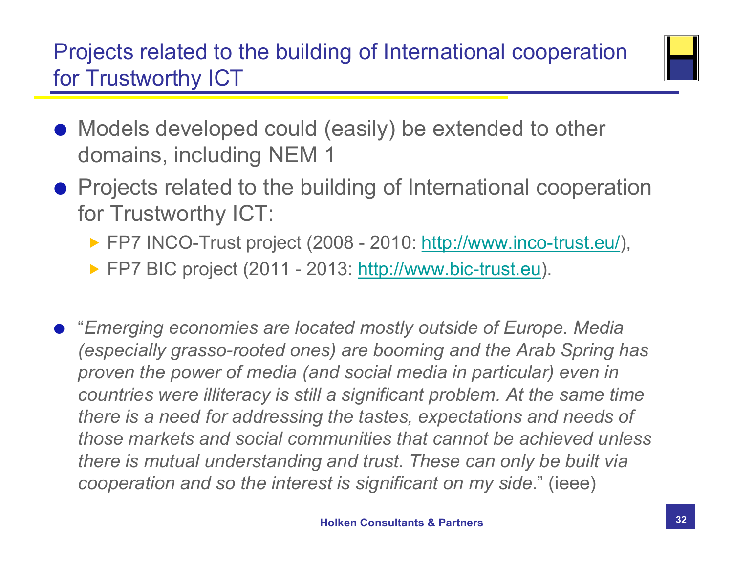## Projects related to the building of International cooperation for Trustworthy ICT

- Models developed could (easily) be extended to other domains, including NEM 1
- Projects related to the building of International cooperation for Trustworthy ICT:
  - FP7 INCO-Trust project (2008 - 2010: http://www.inco-trust.eu/),
  - FP7 BIC project (2011 - 2013: http://www.bic-trust.eu).

- "*Emerging economies are located mostly outside of Europe. Media (especially grasso-rooted ones) are booming and the Arab Spring has proven the power of media (and social media in particular) even in countries were illiteracy is still a significant problem. At the same time there is a need for addressing the tastes, expectations and needs of those markets and social communities that cannot be achieved unless there is mutual understanding and trust. These can only be built via cooperation and so the interest is significant on my side*." (ieee)

**Holken Consultants & Partners**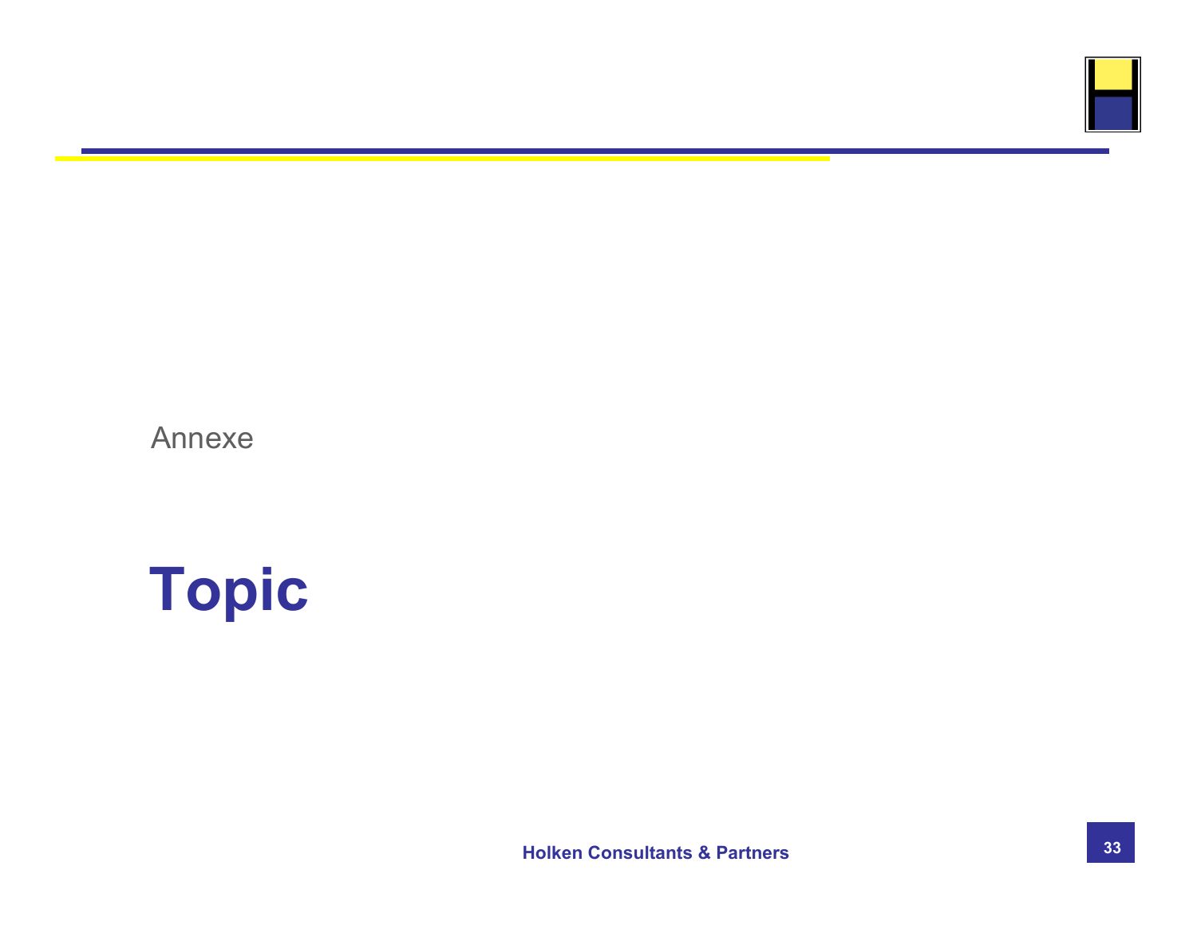Annexe

# Topic